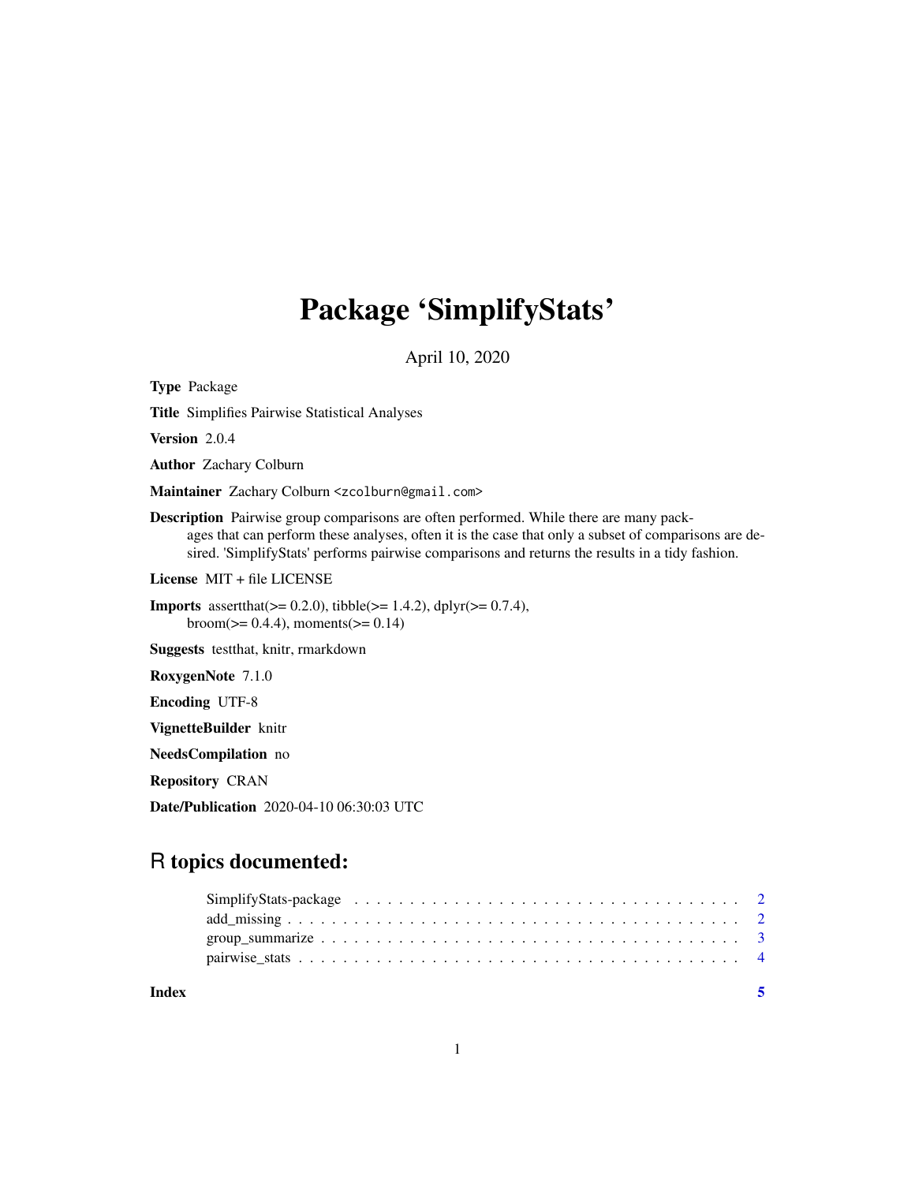# Package 'SimplifyStats'

April 10, 2020

**Type** Package

**Title** Simplifies Pairwise Statistical Analyses

**Version** 2.0.4

**Author** Zachary Colburn

**Maintainer** Zachary Colburn <zcolburn@gmail.com>

**Description** Pairwise group comparisons are often performed. While there are many packages that can perform these analyses, often it is the case that only a subset of comparisons are desired. 'SimplifyStats' performs pairwise comparisons and returns the results in a tidy fashion.

**License** MIT + file LICENSE

**Imports** assertthat(>= 0.2.0), tibble(>= 1.4.2), dplyr(>= 0.7.4), broom(>= 0.4.4), moments(>= 0.14)

**Suggests** testthat, knitr, rmarkdown

**RoxygenNote** 7.1.0

**Encoding** UTF-8

**VignetteBuilder** knitr

**NeedsCompilation** no

**Repository** CRAN

**Date/Publication** 2020-04-10 06:30:03 UTC

## R topics documented:

SimplifyStats-package . . . . . . . . . . . . . . . . . . . . . . . . . . . . . . . . . . 2
add_missing . . . . . . . . . . . . . . . . . . . . . . . . . . . . . . . . . . . . . . . . 2
group_summarize . . . . . . . . . . . . . . . . . . . . . . . . . . . . . . . . . . . . . 3
pairwise_stats . . . . . . . . . . . . . . . . . . . . . . . . . . . . . . . . . . . . . . 4

**Index** **5**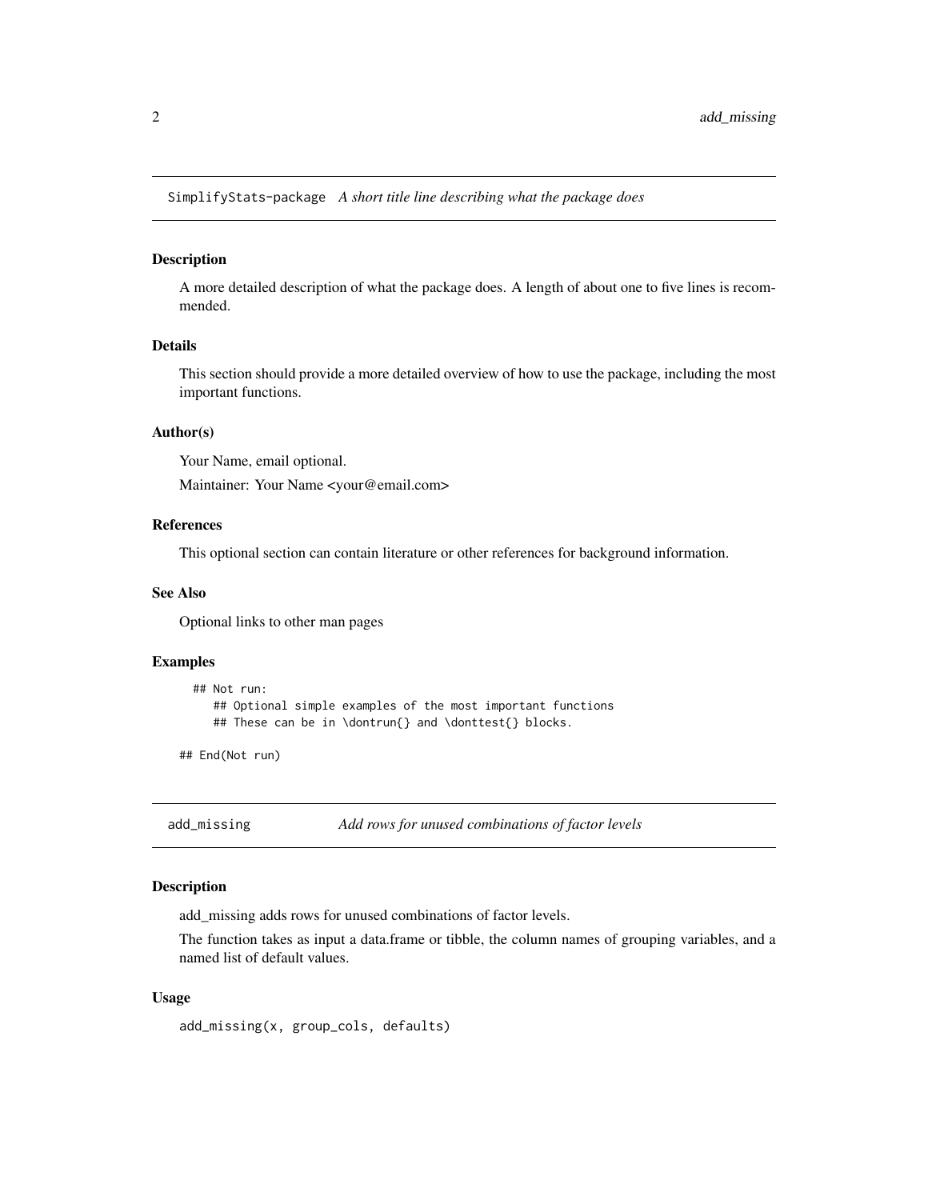## SimplifyStats-package *A short title line describing what the package does*

### Description

A more detailed description of what the package does. A length of about one to five lines is recommended.

### Details

This section should provide a more detailed overview of how to use the package, including the most important functions.

### Author(s)

Your Name, email optional.

Maintainer: Your Name <your@email.com>

### References

This optional section can contain literature or other references for background information.

### See Also

Optional links to other man pages

### Examples

```
  ## Not run:
     ## Optional simple examples of the most important functions
     ## These can be in \dontrun{} and \donttest{} blocks.

## End(Not run)
```

## add_missing *Add rows for unused combinations of factor levels*

### Description

add_missing adds rows for unused combinations of factor levels.

The function takes as input a data.frame or tibble, the column names of grouping variables, and a named list of default values.

### Usage

```
add_missing(x, group_cols, defaults)
```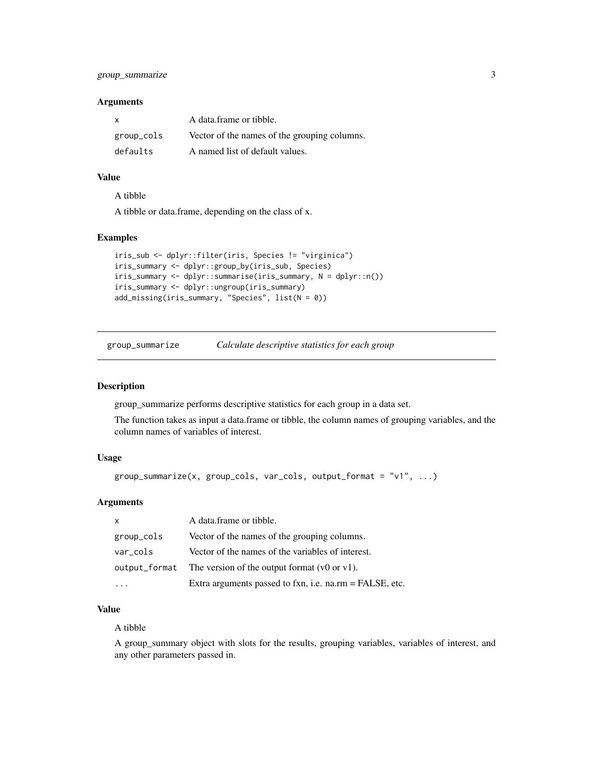### Arguments

| | |
|---|---|
| `x` | A data.frame or tibble. |
| `group_cols` | Vector of the names of the grouping columns. |
| `defaults` | A named list of default values. |

### Value

A tibble

A tibble or data.frame, depending on the class of x.

### Examples

```
iris_sub <- dplyr::filter(iris, Species != "virginica")
iris_summary <- dplyr::group_by(iris_sub, Species)
iris_summary <- dplyr::summarise(iris_summary, N = dplyr::n())
iris_summary <- dplyr::ungroup(iris_summary)
add_missing(iris_summary, "Species", list(N = 0))
```

---

## `group_summarize` *Calculate descriptive statistics for each group*

---

### Description

group_summarize performs descriptive statistics for each group in a data set.

The function takes as input a data.frame or tibble, the column names of grouping variables, and the column names of variables of interest.

### Usage

```
group_summarize(x, group_cols, var_cols, output_format = "v1", ...)
```

### Arguments

| | |
|---|---|
| `x` | A data.frame or tibble. |
| `group_cols` | Vector of the names of the grouping columns. |
| `var_cols` | Vector of the names of the variables of interest. |
| `output_format` | The version of the output format (v0 or v1). |
| `...` | Extra arguments passed to fxn, i.e. na.rm = FALSE, etc. |

### Value

A tibble

A group_summary object with slots for the results, grouping variables, variables of interest, and any other parameters passed in.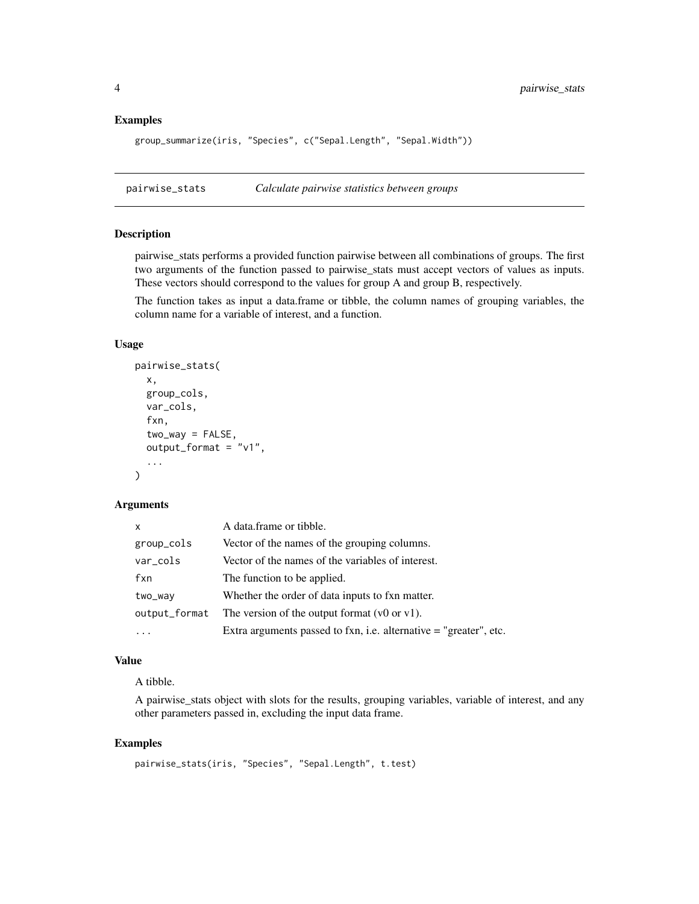## Examples

```
group_summarize(iris, "Species", c("Sepal.Length", "Sepal.Width"))
```

---

# pairwise_stats — *Calculate pairwise statistics between groups*

---

## Description

pairwise_stats performs a provided function pairwise between all combinations of groups. The first two arguments of the function passed to pairwise_stats must accept vectors of values as inputs. These vectors should correspond to the values for group A and group B, respectively.

The function takes as input a data.frame or tibble, the column names of grouping variables, the column name for a variable of interest, and a function.

## Usage

```
pairwise_stats(
  x,
  group_cols,
  var_cols,
  fxn,
  two_way = FALSE,
  output_format = "v1",
  ...
)
```

## Arguments

| | |
|---|---|
| `x` | A data.frame or tibble. |
| `group_cols` | Vector of the names of the grouping columns. |
| `var_cols` | Vector of the names of the variables of interest. |
| `fxn` | The function to be applied. |
| `two_way` | Whether the order of data inputs to fxn matter. |
| `output_format` | The version of the output format (v0 or v1). |
| `...` | Extra arguments passed to fxn, i.e. alternative = "greater", etc. |

## Value

A tibble.

A pairwise_stats object with slots for the results, grouping variables, variable of interest, and any other parameters passed in, excluding the input data frame.

## Examples

```
pairwise_stats(iris, "Species", "Sepal.Length", t.test)
```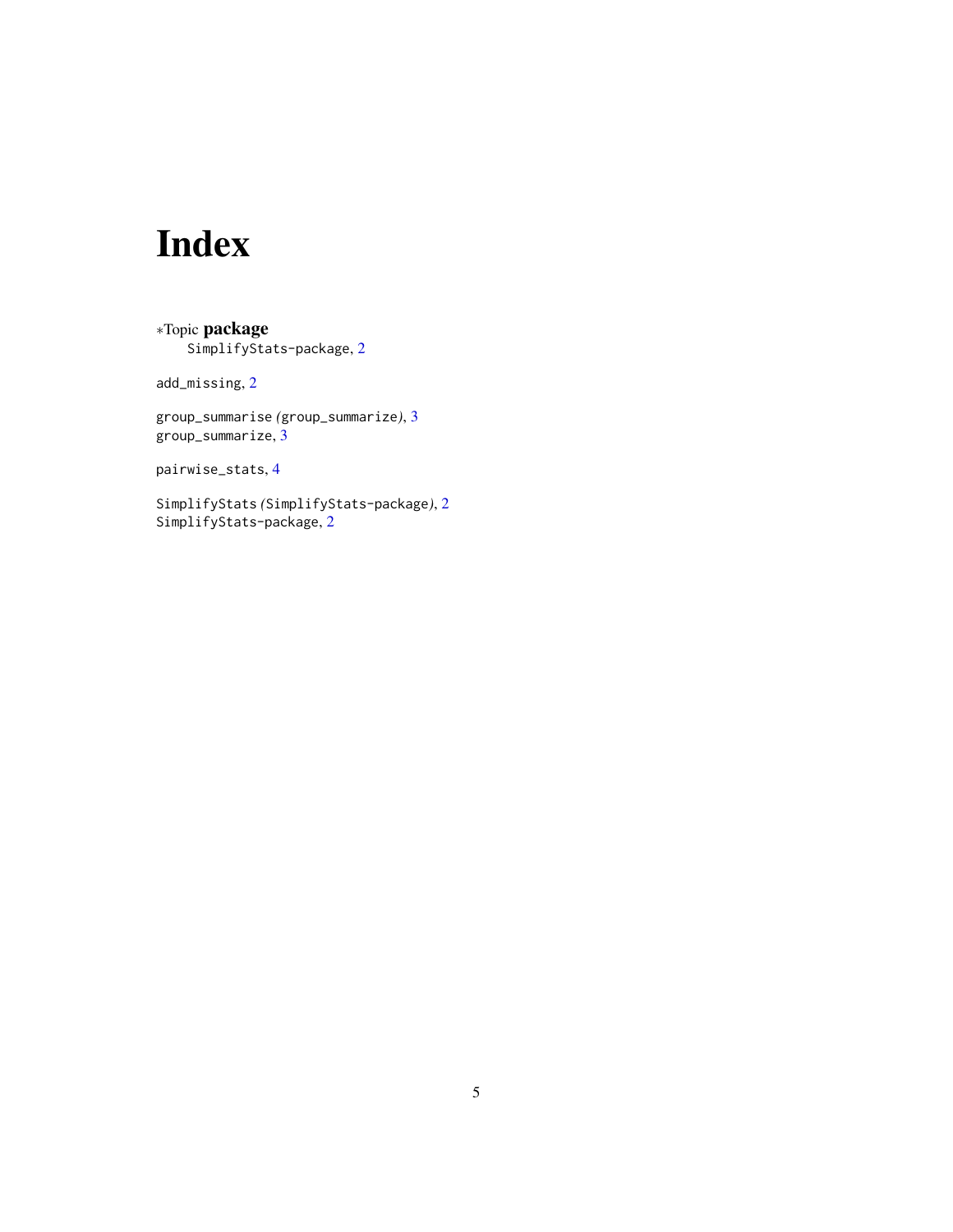# Index

∗Topic **package**

SimplifyStats-package, 2

add_missing, 2

group_summarise *(*group_summarize*)*, 3
group_summarize, 3

pairwise_stats, 4

SimplifyStats *(*SimplifyStats-package*)*, 2
SimplifyStats-package, 2